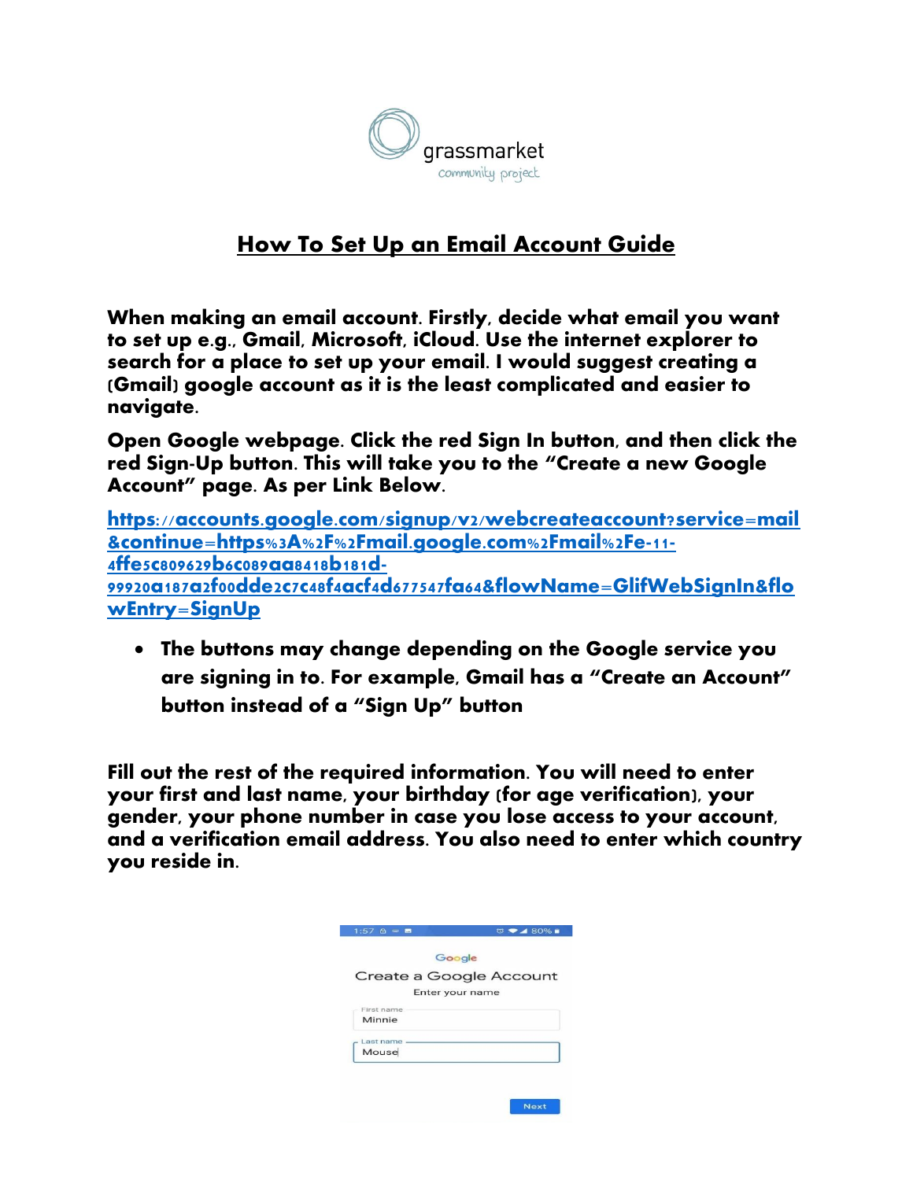grassmarket community project

# How To Set Up an Email Account Guide

**When making an email account. Firstly, decide what email you want to set up e.g., Gmail, Microsoft, iCloud. Use the internet explorer to search for a place to set up your email. I would suggest creating a (Gmail) google account as it is the least complicated and easier to navigate.**

**Open Google webpage. Click the red Sign In button, and then click the red Sign-Up button. This will take you to the "Create a new Google Account" page. As per Link Below.**

https://accounts.google.com/signup/v2/webcreateaccount?service=mail&continue=https%3A%2F%2Fmail.google.com%2Fmail%2Fe-11-4ffe5c809629b6c089aa8418b181d-99920a187a2f00dde2c7c48f4acf4d677547fa64&flowName=GlifWebSignIn&flowEntry=SignUp

- **The buttons may change depending on the Google service you are signing in to. For example, Gmail has a "Create an Account" button instead of a "Sign Up" button**

**Fill out the rest of the required information. You will need to enter your first and last name, your birthday (for age verification), your gender, your phone number in case you lose access to your account, and a verification email address. You also need to enter which country you reside in.**

1:57 80%

Google

Create a Google Account

Enter your name

First name
Minnie

Last name
Mouse

Next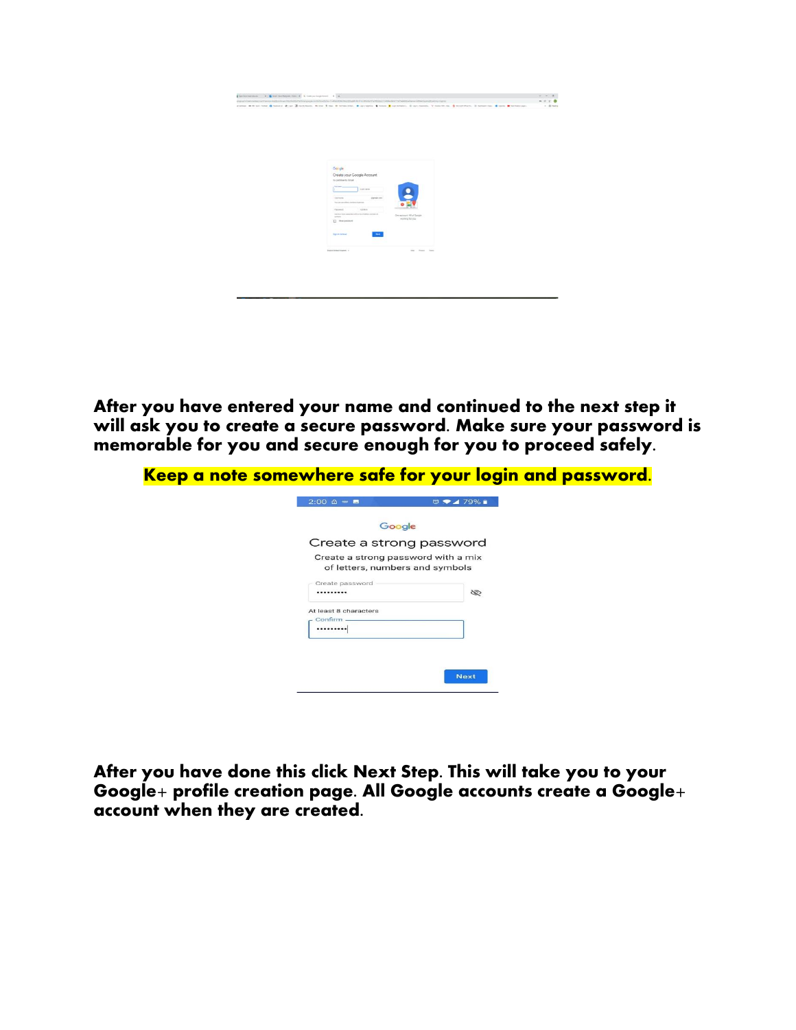**After you have entered your name and continued to the next step it will ask you to create a secure password. Make sure your password is memorable for you and secure enough for you to proceed safely.**

**Keep a note somewhere safe for your login and password.**

**After you have done this click Next Step. This will take you to your Google+ profile creation page. All Google accounts create a Google+ account when they are created.**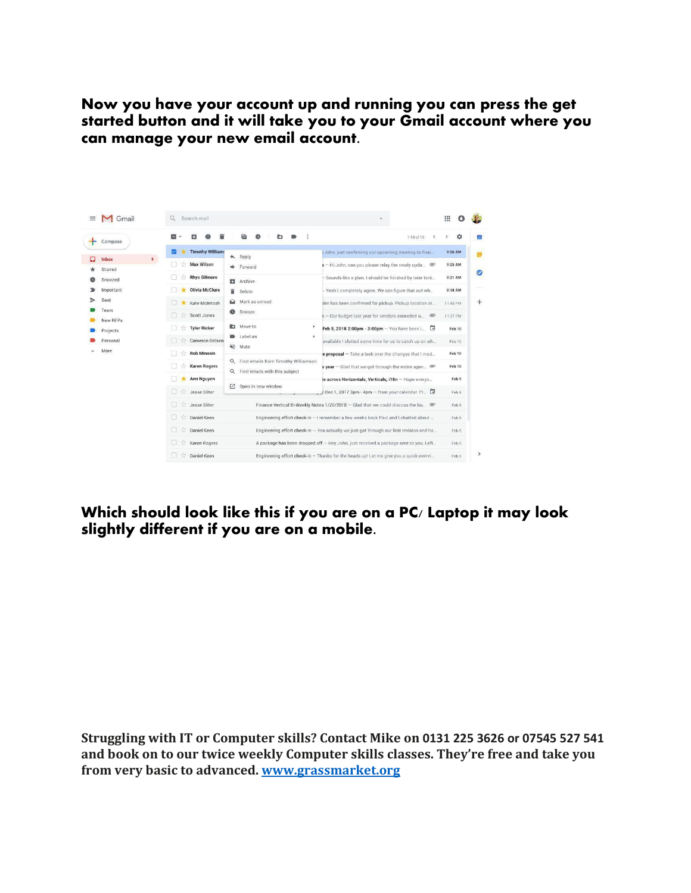**Now you have your account up and running you can press the get started button and it will take you to your Gmail account where you can manage your new email account.**

**Which should look like this if you are on a PC/ Laptop it may look slightly different if you are on a mobile.**

**Struggling with IT or Computer skills? Contact Mike on 0131 225 3626 or 07545 527 541 and book on to our twice weekly Computer skills classes. They're free and take you from very basic to advanced. [www.grassmarket.org](http://www.grassmarket.org)**